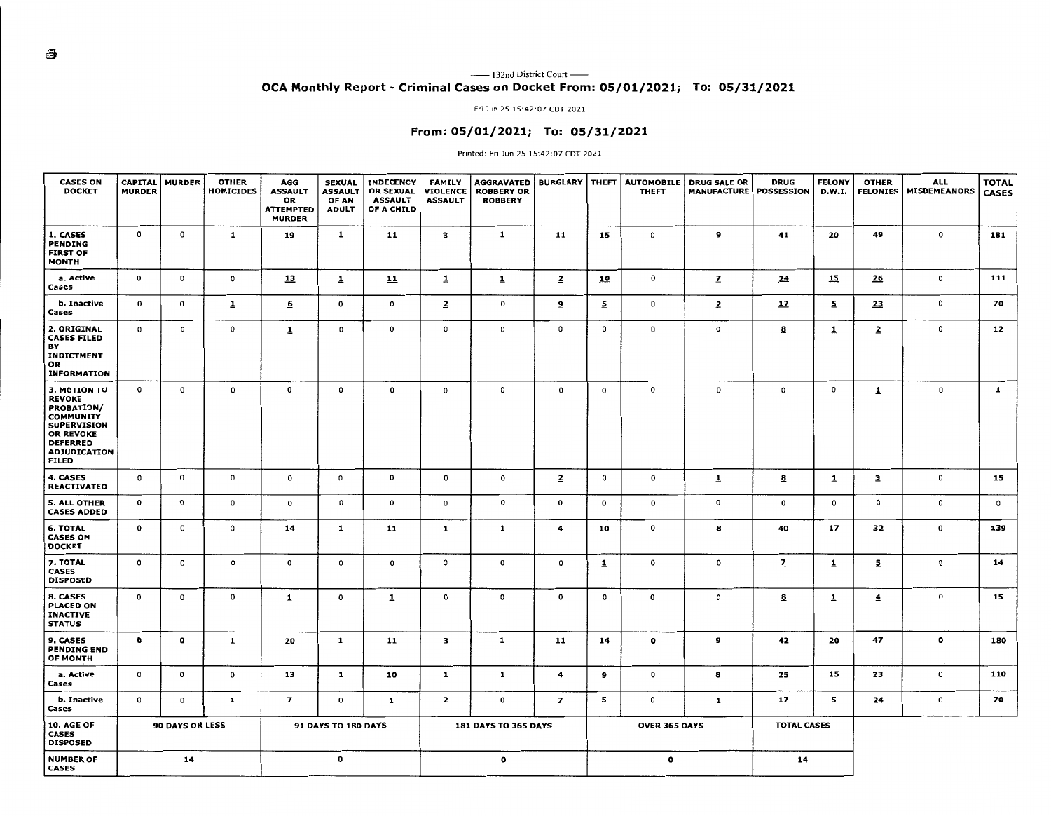— 132nd District Court —

## OCA Monthly Report - Criminal Cases on Docket From: 05/01/2021; To: 05/31/2021

Fri Jun 25 15:42:07 CDT 2021

### From: 05/01/2021; To: 05/31/2021

Printed: Fri Jun 25 15:42:07 CDT 2021

| CASES ON DOCKET | CAPITAL MURDER | MURDER | OTHER HOMICIDES | AGG ASSAULT OR ATTEMPTED MURDER | SEXUAL ASSAULT OF AN ADULT | INDECENCY OR SEXUAL ASSAULT OF A CHILD | FAMILY VIOLENCE ASSAULT | AGGRAVATED ROBBERY OR ROBBERY | BURGLARY | THEFT | AUTOMOBILE THEFT | DRUG SALE OR MANUFACTURE | DRUG POSSESSION | FELONY D.W.I. | OTHER FELONIES | ALL MISDEMEANORS | TOTAL CASES |
|---|---|---|---|---|---|---|---|---|---|---|---|---|---|---|---|---|---|
| **1. CASES PENDING FIRST OF MONTH** | 0 | 0 | 1 | 19 | 1 | 11 | 3 | 1 | 11 | 15 | 0 | 9 | 41 | 20 | 49 | 0 | 181 |
| a. Active Cases | 0 | 0 | 0 | 13 | 1 | 11 | 1 | 1 | 2 | 10 | 0 | 7 | 24 | 15 | 26 | 0 | 111 |
| b. Inactive Cases | 0 | 0 | 1 | 6 | 0 | 0 | 2 | 0 | 9 | 5 | 0 | 2 | 17 | 5 | 23 | 0 | 70 |
| **2. ORIGINAL CASES FILED BY INDICTMENT OR INFORMATION** | 0 | 0 | 0 | 1 | 0 | 0 | 0 | 0 | 0 | 0 | 0 | 0 | 8 | 1 | 2 | 0 | 12 |
| **3. MOTION TO REVOKE PROBATION/ COMMUNITY SUPERVISION OR REVOKE DEFERRED ADJUDICATION FILED** | 0 | 0 | 0 | 0 | 0 | 0 | 0 | 0 | 0 | 0 | 0 | 0 | 0 | 0 | 1 | 0 | 1 |
| **4. CASES REACTIVATED** | 0 | 0 | 0 | 0 | 0 | 0 | 0 | 0 | 2 | 0 | 0 | 1 | 8 | 1 | 3 | 0 | 15 |
| **5. ALL OTHER CASES ADDED** | 0 | 0 | 0 | 0 | 0 | 0 | 0 | 0 | 0 | 0 | 0 | 0 | 0 | 0 | 0 | 0 | 0 |
| **6. TOTAL CASES ON DOCKET** | 0 | 0 | 0 | 14 | 1 | 11 | 1 | 1 | 4 | 10 | 0 | 8 | 40 | 17 | 32 | 0 | 139 |
| **7. TOTAL CASES DISPOSED** | 0 | 0 | 0 | 0 | 0 | 0 | 0 | 0 | 0 | 1 | 0 | 0 | 7 | 1 | 5 | 0 | 14 |
| **8. CASES PLACED ON INACTIVE STATUS** | 0 | 0 | 0 | 1 | 0 | 1 | 0 | 0 | 0 | 0 | 0 | 0 | 8 | 1 | 4 | 0 | 15 |
| **9. CASES PENDING END OF MONTH** | 0 | 0 | 1 | 20 | 1 | 11 | 3 | 1 | 11 | 14 | 0 | 9 | 42 | 20 | 47 | 0 | 180 |
| a. Active Cases | 0 | 0 | 0 | 13 | 1 | 10 | 1 | 1 | 4 | 9 | 0 | 8 | 25 | 15 | 23 | 0 | 110 |
| b. Inactive Cases | 0 | 0 | 1 | 7 | 0 | 1 | 2 | 0 | 7 | 5 | 0 | 1 | 17 | 5 | 24 | 0 | 70 |

| 10. AGE OF CASES DISPOSED | 90 DAYS OR LESS | 91 DAYS TO 180 DAYS | 181 DAYS TO 365 DAYS | OVER 365 DAYS | TOTAL CASES |
|---|---|---|---|---|---|
| NUMBER OF CASES | 14 | 0 | 0 | 0 | 14 |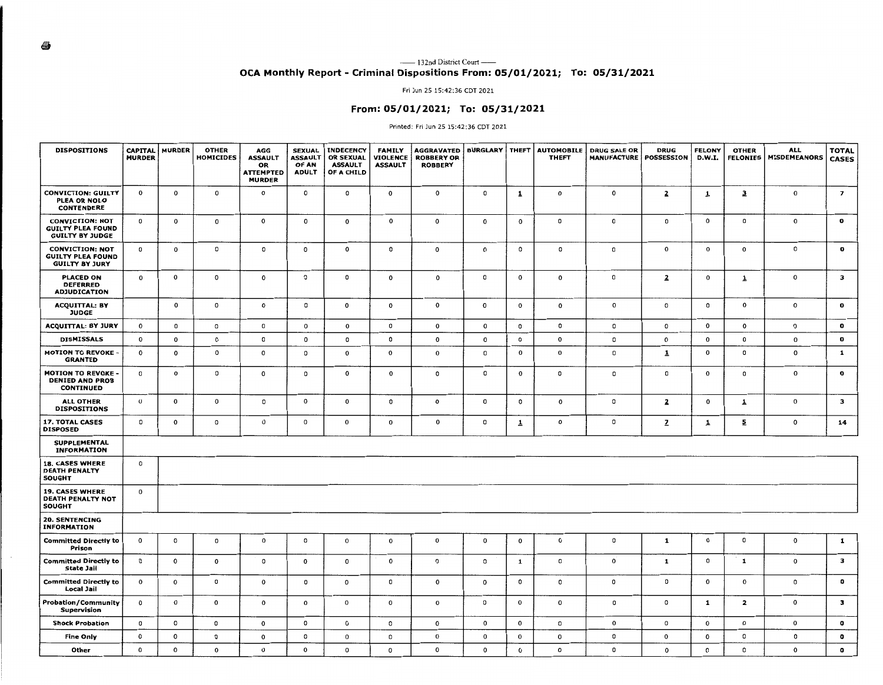— 132nd District Court —

## OCA Monthly Report - Criminal Dispositions From: 05/01/2021; To: 05/31/2021

Fri Jun 25 15:42:36 CDT 2021

### From: 05/01/2021; To: 05/31/2021

Printed: Fri Jun 25 15:42:36 CDT 2021

| DISPOSITIONS | CAPITAL MURDER | MURDER | OTHER HOMICIDES | AGG ASSAULT OR ATTEMPTED MURDER | SEXUAL ASSAULT OF AN ADULT | INDECENCY OR SEXUAL ASSAULT OF A CHILD | FAMILY VIOLENCE ASSAULT | AGGRAVATED ROBBERY OR ROBBERY | BURGLARY | THEFT | AUTOMOBILE THEFT | DRUG SALE OR MANUFACTURE | DRUG POSSESSION | FELONY D.W.I. | OTHER FELONIES | ALL MISDEMEANORS | TOTAL CASES |
|---|---|---|---|---|---|---|---|---|---|---|---|---|---|---|---|---|---|
| CONVICTION: GUILTY PLEA OR NOLO CONTENDERE | 0 | 0 | 0 | 0 | 0 | 0 | 0 | 0 | 0 | 1 | 0 | 0 | 2 | 1 | 3 | 0 | 7 |
| CONVICTION: NOT GUILTY PLEA FOUND GUILTY BY JUDGE | 0 | 0 | 0 | 0 | 0 | 0 | 0 | 0 | 0 | 0 | 0 | 0 | 0 | 0 | 0 | 0 | 0 |
| CONVICTION: NOT GUILTY PLEA FOUND GUILTY BY JURY | 0 | 0 | 0 | 0 | 0 | 0 | 0 | 0 | 0 | 0 | 0 | 0 | 0 | 0 | 0 | 0 | 0 |
| PLACED ON DEFERRED ADJUDICATION | 0 | 0 | 0 | 0 | 0 | 0 | 0 | 0 | 0 | 0 | 0 | 0 | 2 | 0 | 1 | 0 | 3 |
| ACQUITTAL: BY JUDGE | | 0 | 0 | 0 | 0 | 0 | 0 | 0 | 0 | 0 | 0 | 0 | 0 | 0 | 0 | 0 | 0 |
| ACQUITTAL: BY JURY | 0 | 0 | 0 | 0 | 0 | 0 | 0 | 0 | 0 | 0 | 0 | 0 | 0 | 0 | 0 | 0 | 0 |
| DISMISSALS | 0 | 0 | 0 | 0 | 0 | 0 | 0 | 0 | 0 | 0 | 0 | 0 | 0 | 0 | 0 | 0 | 0 |
| MOTION TO REVOKE - GRANTED | 0 | 0 | 0 | 0 | 0 | 0 | 0 | 0 | 0 | 0 | 0 | 0 | 1 | 0 | 0 | 0 | 1 |
| MOTION TO REVOKE - DENIED AND PROB CONTINUED | 0 | 0 | 0 | 0 | 0 | 0 | 0 | 0 | 0 | 0 | 0 | 0 | 0 | 0 | 0 | 0 | 0 |
| ALL OTHER DISPOSITIONS | 0 | 0 | 0 | 0 | 0 | 0 | 0 | 0 | 0 | 0 | 0 | 0 | 2 | 0 | 1 | 0 | 3 |
| 17. TOTAL CASES DISPOSED | 0 | 0 | 0 | 0 | 0 | 0 | 0 | 0 | 0 | 1 | 0 | 0 | 7 | 1 | 5 | 0 | 14 |
| SUPPLEMENTAL INFORMATION | | | | | | | | | | | | | | | | | |
| 18. CASES WHERE DEATH PENALTY SOUGHT | 0 | | | | | | | | | | | | | | | | |
| 19. CASES WHERE DEATH PENALTY NOT SOUGHT | 0 | | | | | | | | | | | | | | | | |
| 20. SENTENCING INFORMATION | | | | | | | | | | | | | | | | | |
| Committed Directly to Prison | 0 | 0 | 0 | 0 | 0 | 0 | 0 | 0 | 0 | 0 | 0 | 0 | 1 | 0 | 0 | 0 | 1 |
| Committed Directly to State Jail | 0 | 0 | 0 | 0 | 0 | 0 | 0 | 0 | 0 | 1 | 0 | 0 | 1 | 0 | 1 | 0 | 3 |
| Committed Directly to Local Jail | 0 | 0 | 0 | 0 | 0 | 0 | 0 | 0 | 0 | 0 | 0 | 0 | 0 | 0 | 0 | 0 | 0 |
| Probation/Community Supervision | 0 | 0 | 0 | 0 | 0 | 0 | 0 | 0 | 0 | 0 | 0 | 0 | 0 | 1 | 2 | 0 | 3 |
| Shock Probation | 0 | 0 | 0 | 0 | 0 | 0 | 0 | 0 | 0 | 0 | 0 | 0 | 0 | 0 | 0 | 0 | 0 |
| Fine Only | 0 | 0 | 0 | 0 | 0 | 0 | 0 | 0 | 0 | 0 | 0 | 0 | 0 | 0 | 0 | 0 | 0 |
| Other | 0 | 0 | 0 | 0 | 0 | 0 | 0 | 0 | 0 | 0 | 0 | 0 | 0 | 0 | 0 | 0 | 0 |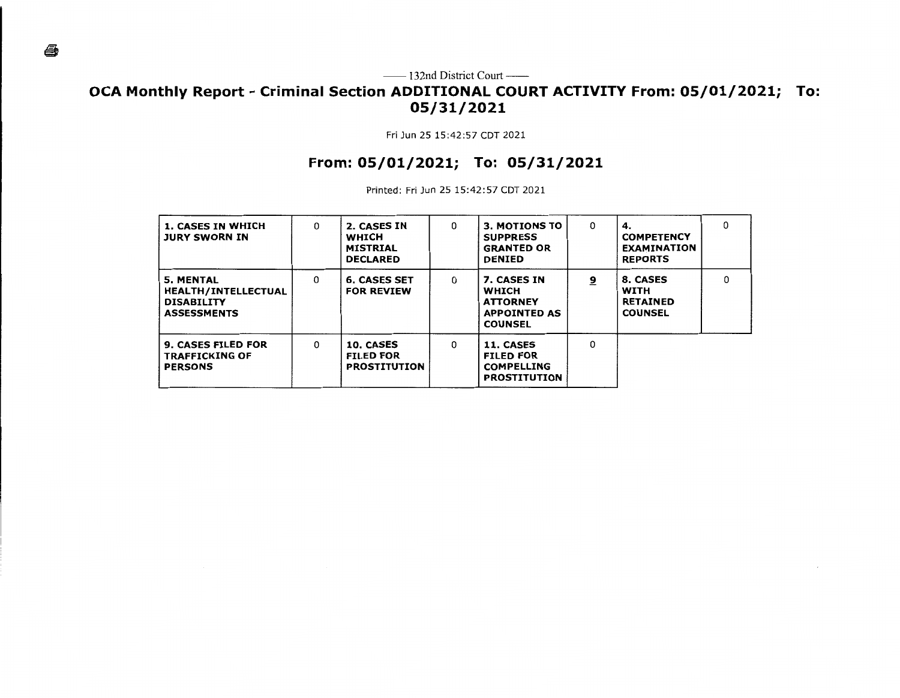—— 132nd District Court ——

# OCA Monthly Report - Criminal Section ADDITIONAL COURT ACTIVITY From: 05/01/2021; To: 05/31/2021

Fri Jun 25 15:42:57 CDT 2021

## From: 05/01/2021; To: 05/31/2021

Printed: Fri Jun 25 15:42:57 CDT 2021

| | | | | | | | |
|---|---|---|---|---|---|---|---|
| **1. CASES IN WHICH JURY SWORN IN** | 0 | **2. CASES IN WHICH MISTRIAL DECLARED** | 0 | **3. MOTIONS TO SUPPRESS GRANTED OR DENIED** | 0 | **4. COMPETENCY EXAMINATION REPORTS** | 0 |
| **5. MENTAL HEALTH/INTELLECTUAL DISABILITY ASSESSMENTS** | 0 | **6. CASES SET FOR REVIEW** | 0 | **7. CASES IN WHICH ATTORNEY APPOINTED AS COUNSEL** | 9 | **8. CASES WITH RETAINED COUNSEL** | 0 |
| **9. CASES FILED FOR TRAFFICKING OF PERSONS** | 0 | **10. CASES FILED FOR PROSTITUTION** | 0 | **11. CASES FILED FOR COMPELLING PROSTITUTION** | 0 | | |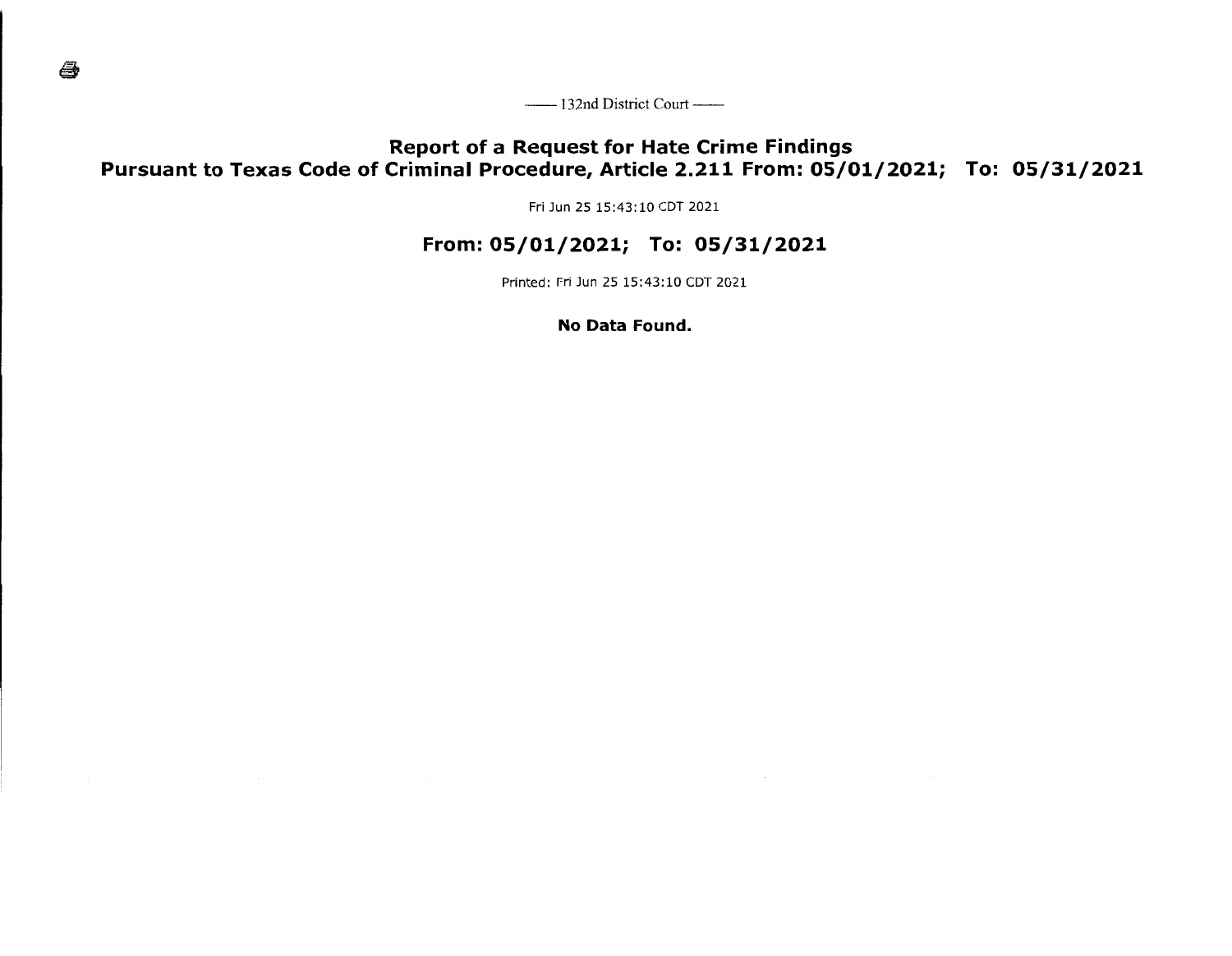—— 132nd District Court ——

## Report of a Request for Hate Crime Findings
## Pursuant to Texas Code of Criminal Procedure, Article 2.211 From: 05/01/2021; To: 05/31/2021

Fri Jun 25 15:43:10 CDT 2021

## From: 05/01/2021; To: 05/31/2021

Printed: Fri Jun 25 15:43:10 CDT 2021

**No Data Found.**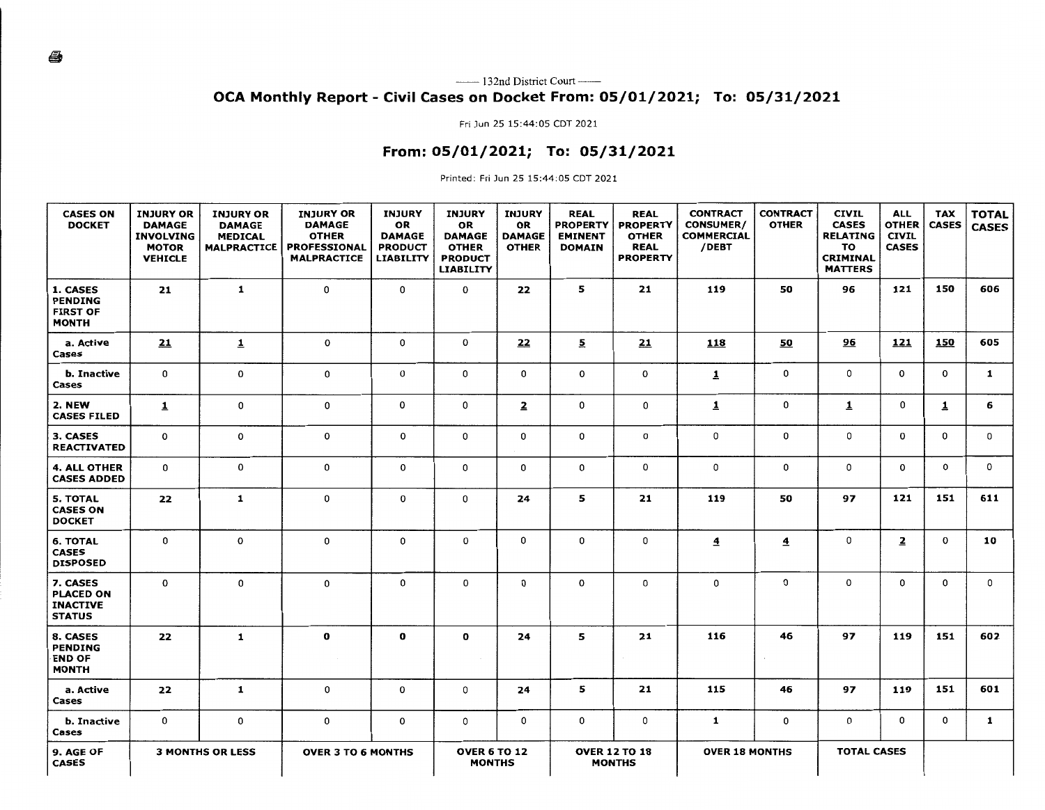—— 132nd District Court ——

## OCA Monthly Report - Civil Cases on Docket From: 05/01/2021; To: 05/31/2021

Fri Jun 25 15:44:05 CDT 2021

## From: 05/01/2021; To: 05/31/2021

Printed: Fri Jun 25 15:44:05 CDT 2021

| CASES ON DOCKET | INJURY OR DAMAGE INVOLVING MOTOR VEHICLE | INJURY OR DAMAGE MEDICAL MALPRACTICE | INJURY OR DAMAGE OTHER PROFESSIONAL MALPRACTICE | INJURY OR DAMAGE PRODUCT LIABILITY | INJURY OR DAMAGE OTHER PRODUCT LIABILITY | INJURY OR DAMAGE OTHER | REAL PROPERTY EMINENT DOMAIN | REAL PROPERTY OTHER REAL PROPERTY | CONTRACT CONSUMER/ COMMERCIAL /DEBT | CONTRACT OTHER | CIVIL CASES RELATING TO CRIMINAL MATTERS | ALL OTHER CIVIL CASES | TAX CASES | TOTAL CASES |
|---|---|---|---|---|---|---|---|---|---|---|---|---|---|---|
| 1. CASES PENDING FIRST OF MONTH | 21 | 1 | 0 | 0 | 0 | 22 | 5 | 21 | 119 | 50 | 96 | 121 | 150 | 606 |
| a. Active Cases | 21 | 1 | 0 | 0 | 0 | 22 | 5 | 21 | 118 | 50 | 96 | 121 | 150 | 605 |
| b. Inactive Cases | 0 | 0 | 0 | 0 | 0 | 0 | 0 | 0 | 1 | 0 | 0 | 0 | 0 | 1 |
| 2. NEW CASES FILED | 1 | 0 | 0 | 0 | 0 | 2 | 0 | 0 | 1 | 0 | 1 | 0 | 1 | 6 |
| 3. CASES REACTIVATED | 0 | 0 | 0 | 0 | 0 | 0 | 0 | 0 | 0 | 0 | 0 | 0 | 0 | 0 |
| 4. ALL OTHER CASES ADDED | 0 | 0 | 0 | 0 | 0 | 0 | 0 | 0 | 0 | 0 | 0 | 0 | 0 | 0 |
| 5. TOTAL CASES ON DOCKET | 22 | 1 | 0 | 0 | 0 | 24 | 5 | 21 | 119 | 50 | 97 | 121 | 151 | 611 |
| 6. TOTAL CASES DISPOSED | 0 | 0 | 0 | 0 | 0 | 0 | 0 | 0 | 4 | 4 | 0 | 2 | 0 | 10 |
| 7. CASES PLACED ON INACTIVE STATUS | 0 | 0 | 0 | 0 | 0 | 0 | 0 | 0 | 0 | 0 | 0 | 0 | 0 | 0 |
| 8. CASES PENDING END OF MONTH | 22 | 1 | 0 | 0 | 0 | 24 | 5 | 21 | 116 | 46 | 97 | 119 | 151 | 602 |
| a. Active Cases | 22 | 1 | 0 | 0 | 0 | 24 | 5 | 21 | 115 | 46 | 97 | 119 | 151 | 601 |
| b. Inactive Cases | 0 | 0 | 0 | 0 | 0 | 0 | 0 | 0 | 1 | 0 | 0 | 0 | 0 | 1 |
| 9. AGE OF CASES | 3 MONTHS OR LESS | | OVER 3 TO 6 MONTHS | | OVER 6 TO 12 MONTHS | | OVER 12 TO 18 MONTHS | | OVER 18 MONTHS | | TOTAL CASES | | | |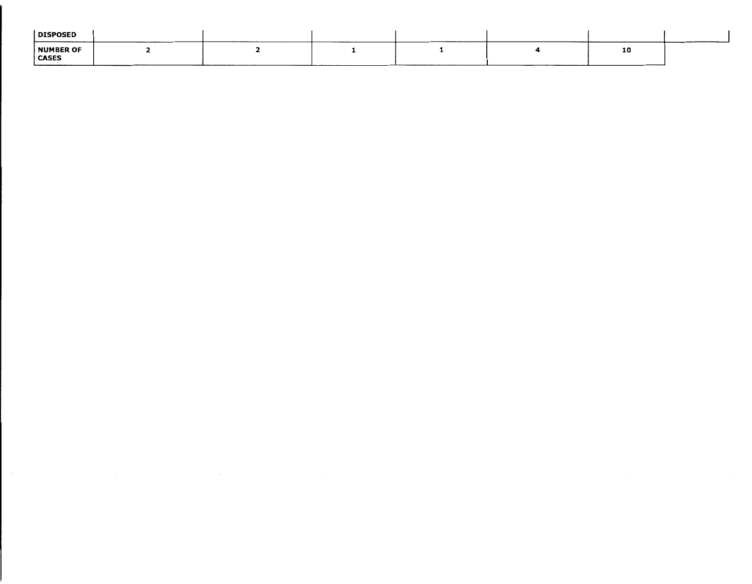| DISPOSED | | | | | | | |
|---|---|---|---|---|---|---|---|
| NUMBER OF CASES | 2 | 2 | 1 | 1 | 4 | 10 | |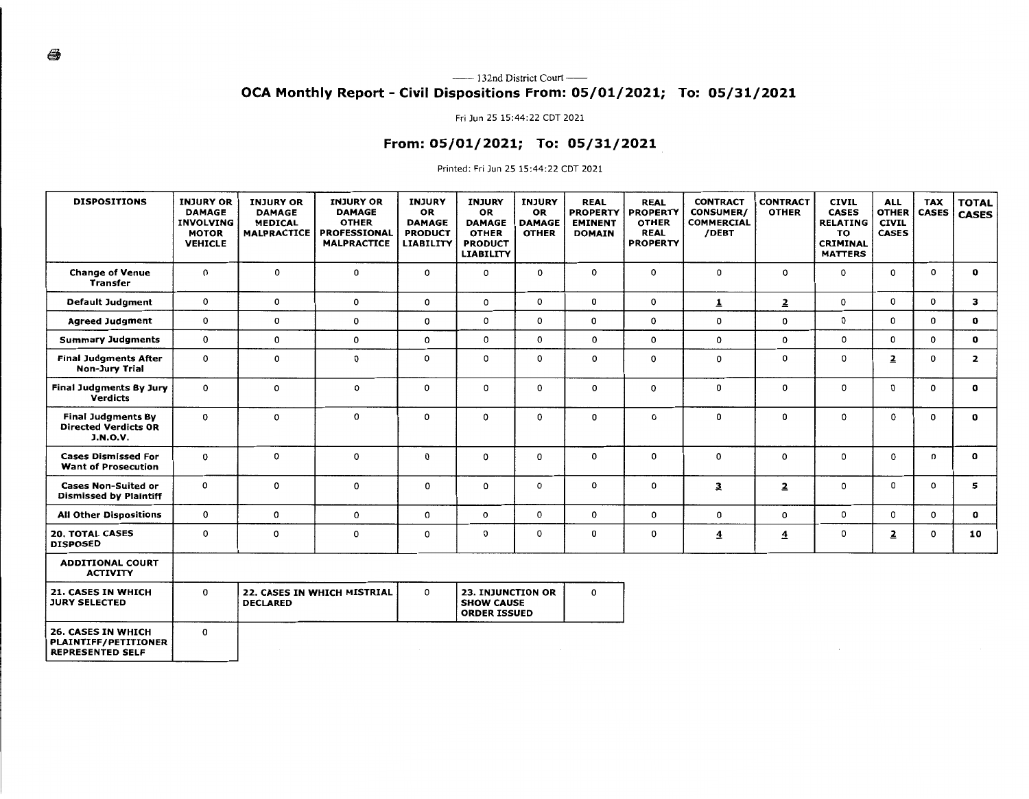—— 132nd District Court ——

## OCA Monthly Report - Civil Dispositions From: 05/01/2021; To: 05/31/2021

Fri Jun 25 15:44:22 CDT 2021

### From: 05/01/2021; To: 05/31/2021

Printed: Fri Jun 25 15:44:22 CDT 2021

| DISPOSITIONS | INJURY OR DAMAGE INVOLVING MOTOR VEHICLE | INJURY OR DAMAGE MEDICAL MALPRACTICE | INJURY OR DAMAGE OTHER PROFESSIONAL MALPRACTICE | INJURY OR DAMAGE PRODUCT LIABILITY | INJURY OR DAMAGE OTHER PRODUCT LIABILITY | INJURY OR DAMAGE OTHER | REAL PROPERTY EMINENT DOMAIN | REAL PROPERTY OTHER REAL PROPERTY | CONTRACT CONSUMER/ COMMERCIAL /DEBT | CONTRACT OTHER | CIVIL CASES RELATING TO CRIMINAL MATTERS | ALL OTHER CIVIL CASES | TAX CASES | TOTAL CASES |
|---|---|---|---|---|---|---|---|---|---|---|---|---|---|---|
| Change of Venue Transfer | 0 | 0 | 0 | 0 | 0 | 0 | 0 | 0 | 0 | 0 | 0 | 0 | 0 | 0 |
| Default Judgment | 0 | 0 | 0 | 0 | 0 | 0 | 0 | 0 | 1 | 2 | 0 | 0 | 0 | 3 |
| Agreed Judgment | 0 | 0 | 0 | 0 | 0 | 0 | 0 | 0 | 0 | 0 | 0 | 0 | 0 | 0 |
| Summary Judgments | 0 | 0 | 0 | 0 | 0 | 0 | 0 | 0 | 0 | 0 | 0 | 0 | 0 | 0 |
| Final Judgments After Non-Jury Trial | 0 | 0 | 0 | 0 | 0 | 0 | 0 | 0 | 0 | 0 | 0 | 2 | 0 | 2 |
| Final Judgments By Jury Verdicts | 0 | 0 | 0 | 0 | 0 | 0 | 0 | 0 | 0 | 0 | 0 | 0 | 0 | 0 |
| Final Judgments By Directed Verdicts OR J.N.O.V. | 0 | 0 | 0 | 0 | 0 | 0 | 0 | 0 | 0 | 0 | 0 | 0 | 0 | 0 |
| Cases Dismissed For Want of Prosecution | 0 | 0 | 0 | 0 | 0 | 0 | 0 | 0 | 0 | 0 | 0 | 0 | 0 | 0 |
| Cases Non-Suited or Dismissed by Plaintiff | 0 | 0 | 0 | 0 | 0 | 0 | 0 | 0 | 3 | 2 | 0 | 0 | 0 | 5 |
| All Other Dispositions | 0 | 0 | 0 | 0 | 0 | 0 | 0 | 0 | 0 | 0 | 0 | 0 | 0 | 0 |
| 20. TOTAL CASES DISPOSED | 0 | 0 | 0 | 0 | 0 | 0 | 0 | 0 | 4 | 4 | 0 | 2 | 0 | 10 |

**ADDITIONAL COURT ACTIVITY**

| 21. CASES IN WHICH JURY SELECTED | 0 | 22. CASES IN WHICH MISTRIAL DECLARED | 0 | 23. INJUNCTION OR SHOW CAUSE ORDER ISSUED | 0 |
|---|---|---|---|---|---|
| 26. CASES IN WHICH PLAINTIFF/PETITIONER REPRESENTED SELF | 0 | | | | |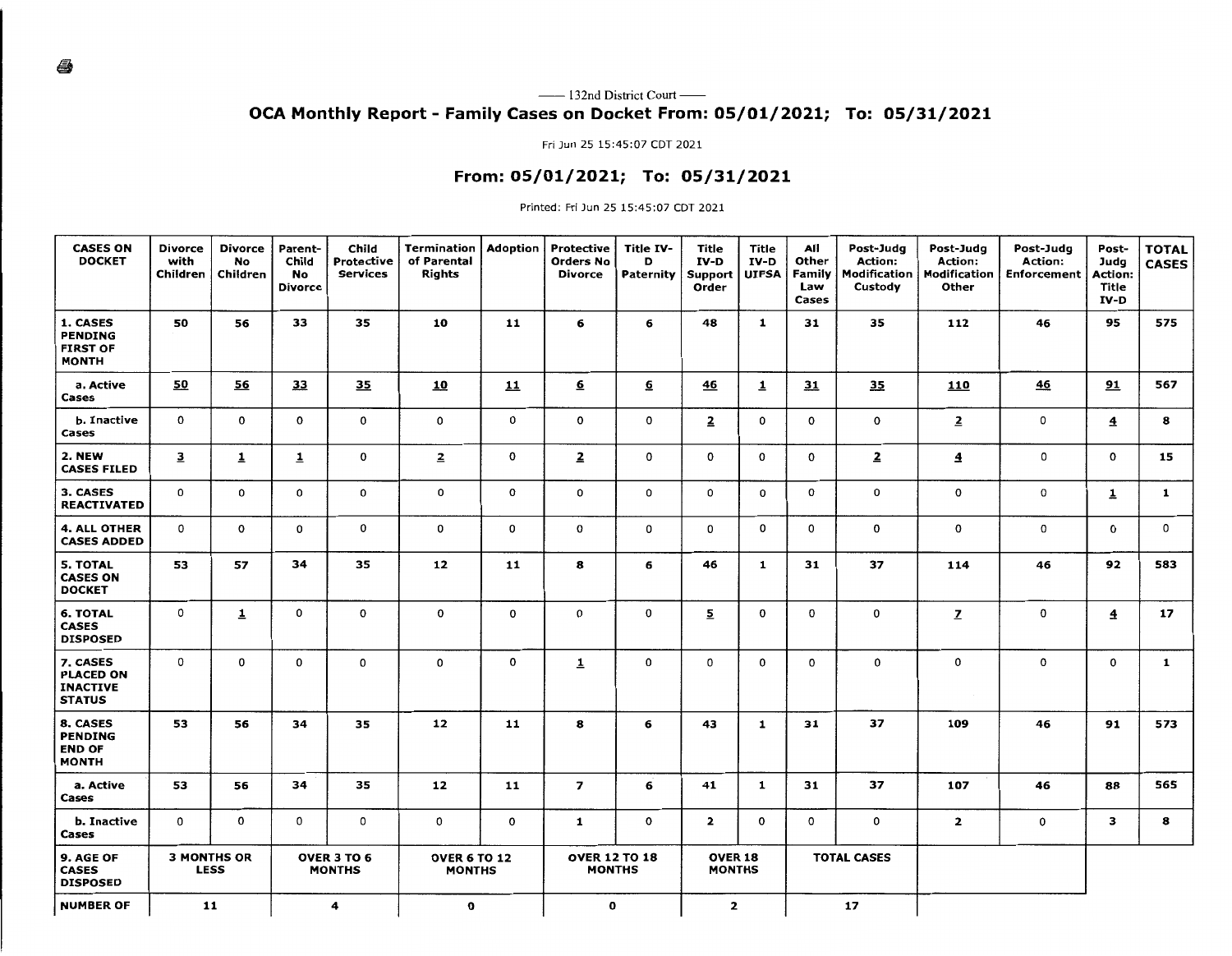— 132nd District Court —

# OCA Monthly Report - Family Cases on Docket From: 05/01/2021; To: 05/31/2021

Fri Jun 25 15:45:07 CDT 2021

## From: 05/01/2021; To: 05/31/2021

Printed: Fri Jun 25 15:45:07 CDT 2021

| CASES ON DOCKET | Divorce with Children | Divorce No Children | Parent-Child No Divorce | Child Protective Services | Termination of Parental Rights | Adoption | Protective Orders No Divorce | Title IV-D Paternity | Title IV-D Support Order | Title IV-D UIFSA | All Other Family Law Cases | Post-Judg Action: Modification Custody | Post-Judg Action: Modification Other | Post-Judg Action: Enforcement | Post-Judg Action: Title IV-D | TOTAL CASES |
|---|---|---|---|---|---|---|---|---|---|---|---|---|---|---|---|---|
| 1. CASES PENDING FIRST OF MONTH | 50 | 56 | 33 | 35 | 10 | 11 | 6 | 6 | 48 | 1 | 31 | 35 | 112 | 46 | 95 | 575 |
| a. Active Cases | 50 | 56 | 33 | 35 | 10 | 11 | 6 | 6 | 46 | 1 | 31 | 35 | 110 | 46 | 91 | 567 |
| b. Inactive Cases | 0 | 0 | 0 | 0 | 0 | 0 | 0 | 0 | 2 | 0 | 0 | 0 | 2 | 0 | 4 | 8 |
| 2. NEW CASES FILED | 3 | 1 | 1 | 0 | 2 | 0 | 2 | 0 | 0 | 0 | 0 | 2 | 4 | 0 | 0 | 15 |
| 3. CASES REACTIVATED | 0 | 0 | 0 | 0 | 0 | 0 | 0 | 0 | 0 | 0 | 0 | 0 | 0 | 0 | 1 | 1 |
| 4. ALL OTHER CASES ADDED | 0 | 0 | 0 | 0 | 0 | 0 | 0 | 0 | 0 | 0 | 0 | 0 | 0 | 0 | 0 | 0 |
| 5. TOTAL CASES ON DOCKET | 53 | 57 | 34 | 35 | 12 | 11 | 8 | 6 | 46 | 1 | 31 | 37 | 114 | 46 | 92 | 583 |
| 6. TOTAL CASES DISPOSED | 0 | 1 | 0 | 0 | 0 | 0 | 0 | 0 | 5 | 0 | 0 | 0 | 7 | 0 | 4 | 17 |
| 7. CASES PLACED ON INACTIVE STATUS | 0 | 0 | 0 | 0 | 0 | 0 | 1 | 0 | 0 | 0 | 0 | 0 | 0 | 0 | 0 | 1 |
| 8. CASES PENDING END OF MONTH | 53 | 56 | 34 | 35 | 12 | 11 | 8 | 6 | 43 | 1 | 31 | 37 | 109 | 46 | 91 | 573 |
| a. Active Cases | 53 | 56 | 34 | 35 | 12 | 11 | 7 | 6 | 41 | 1 | 31 | 37 | 107 | 46 | 88 | 565 |
| b. Inactive Cases | 0 | 0 | 0 | 0 | 0 | 0 | 1 | 0 | 2 | 0 | 0 | 0 | 2 | 0 | 3 | 8 |

| 9. AGE OF CASES DISPOSED | 3 MONTHS OR LESS | OVER 3 TO 6 MONTHS | OVER 6 TO 12 MONTHS | OVER 12 TO 18 MONTHS | OVER 18 MONTHS | TOTAL CASES |
|---|---|---|---|---|---|---|
| NUMBER OF | 11 | 4 | 0 | 0 | 2 | 17 |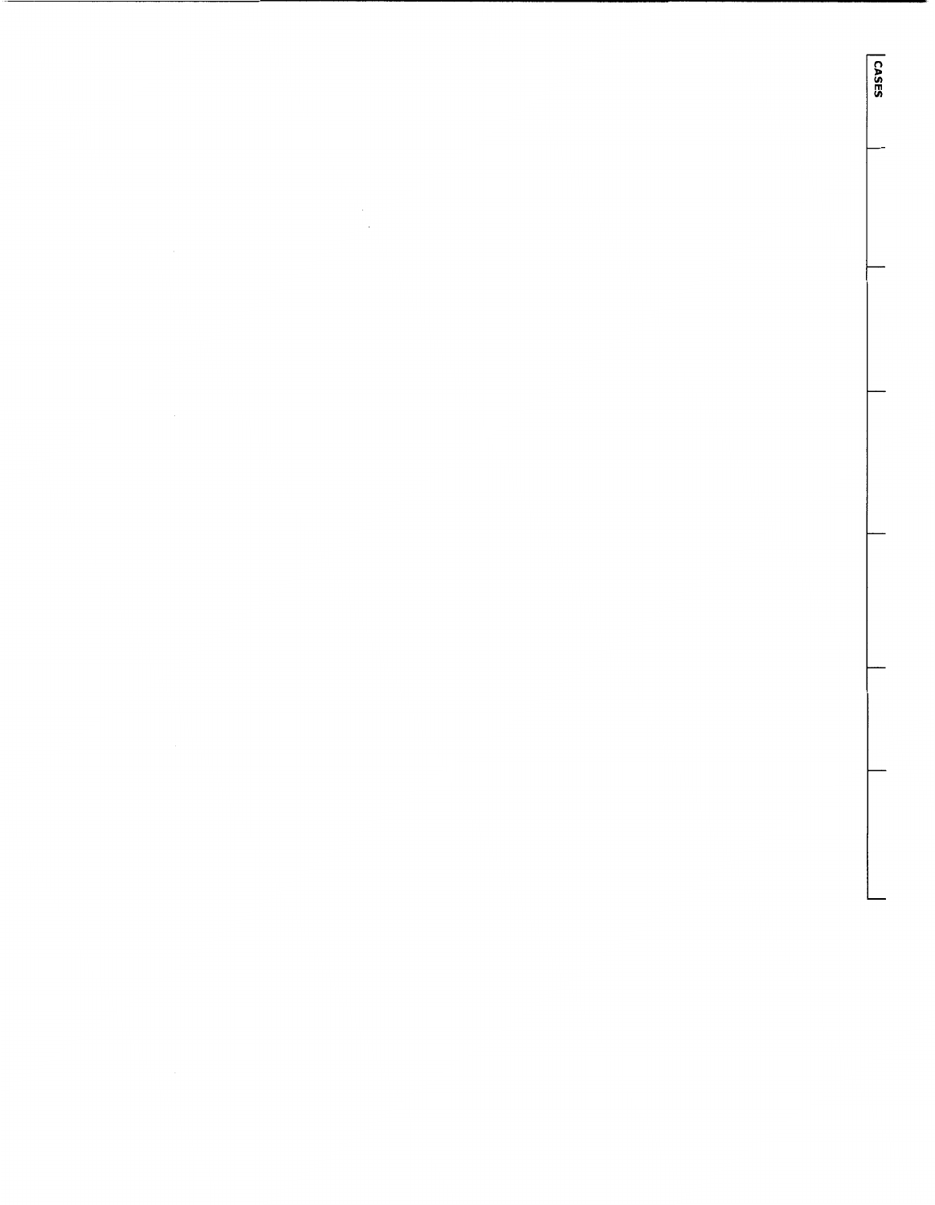CASES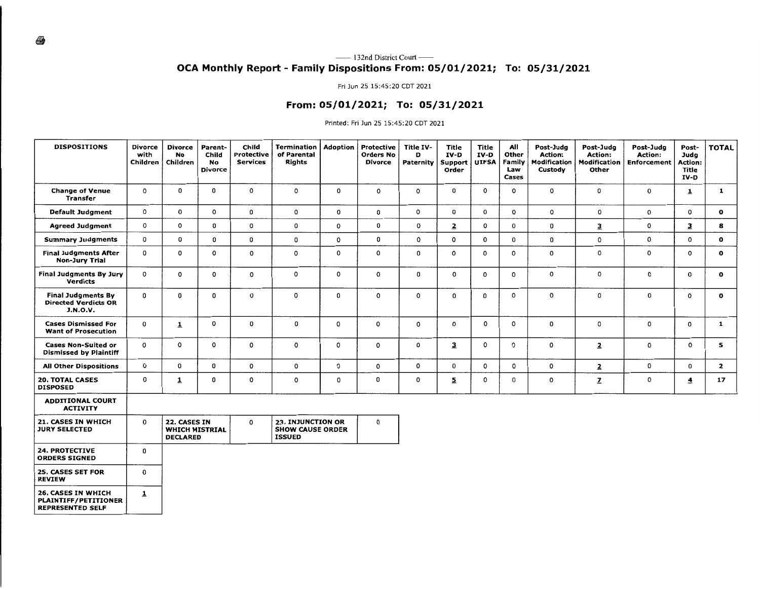— 132nd District Court —

## OCA Monthly Report - Family Dispositions From: 05/01/2021; To: 05/31/2021

Fri Jun 25 15:45:20 CDT 2021

## From: 05/01/2021; To: 05/31/2021

Printed: Fri Jun 25 15:45:20 CDT 2021

| DISPOSITIONS | Divorce with Children | Divorce No Children | Parent-Child No Divorce | Child Protective Services | Termination of Parental Rights | Adoption | Protective Orders No Divorce | Title IV-D Paternity | Title IV-D Support Order | Title IV-D UIFSA | All Other Family Law Cases | Post-Judg Action: Modification Custody | Post-Judg Action: Modification Other | Post-Judg Action: Enforcement | Post-Judg Action: Title IV-D | TOTAL |
|---|---|---|---|---|---|---|---|---|---|---|---|---|---|---|---|---|
| Change of Venue Transfer | 0 | 0 | 0 | 0 | 0 | 0 | 0 | 0 | 0 | 0 | 0 | 0 | 0 | 0 | 1 | 1 |
| Default Judgment | 0 | 0 | 0 | 0 | 0 | 0 | 0 | 0 | 0 | 0 | 0 | 0 | 0 | 0 | 0 | 0 |
| Agreed Judgment | 0 | 0 | 0 | 0 | 0 | 0 | 0 | 0 | 2 | 0 | 0 | 0 | 3 | 0 | 3 | 8 |
| Summary Judgments | 0 | 0 | 0 | 0 | 0 | 0 | 0 | 0 | 0 | 0 | 0 | 0 | 0 | 0 | 0 | 0 |
| Final Judgments After Non-Jury Trial | 0 | 0 | 0 | 0 | 0 | 0 | 0 | 0 | 0 | 0 | 0 | 0 | 0 | 0 | 0 | 0 |
| Final Judgments By Jury Verdicts | 0 | 0 | 0 | 0 | 0 | 0 | 0 | 0 | 0 | 0 | 0 | 0 | 0 | 0 | 0 | 0 |
| Final Judgments By Directed Verdicts OR J.N.O.V. | 0 | 0 | 0 | 0 | 0 | 0 | 0 | 0 | 0 | 0 | 0 | 0 | 0 | 0 | 0 | 0 |
| Cases Dismissed For Want of Prosecution | 0 | 1 | 0 | 0 | 0 | 0 | 0 | 0 | 0 | 0 | 0 | 0 | 0 | 0 | 0 | 1 |
| Cases Non-Suited or Dismissed by Plaintiff | 0 | 0 | 0 | 0 | 0 | 0 | 0 | 0 | 3 | 0 | 0 | 0 | 2 | 0 | 0 | 5 |
| All Other Dispositions | 0 | 0 | 0 | 0 | 0 | 0 | 0 | 0 | 0 | 0 | 0 | 0 | 2 | 0 | 0 | 2 |
| 20. TOTAL CASES DISPOSED | 0 | 1 | 0 | 0 | 0 | 0 | 0 | 0 | 5 | 0 | 0 | 0 | 7 | 0 | 4 | 17 |

**ADDITIONAL COURT ACTIVITY**

| | | | | | |
|---|---|---|---|---|---|
| 21. CASES IN WHICH JURY SELECTED | 0 | 22. CASES IN WHICH MISTRIAL DECLARED | 0 | 23. INJUNCTION OR SHOW CAUSE ORDER ISSUED | 0 |
| 24. PROTECTIVE ORDERS SIGNED | 0 | | | | |
| 25. CASES SET FOR REVIEW | 0 | | | | |
| 26. CASES IN WHICH PLAINTIFF/PETITIONER REPRESENTED SELF | 1 | | | | |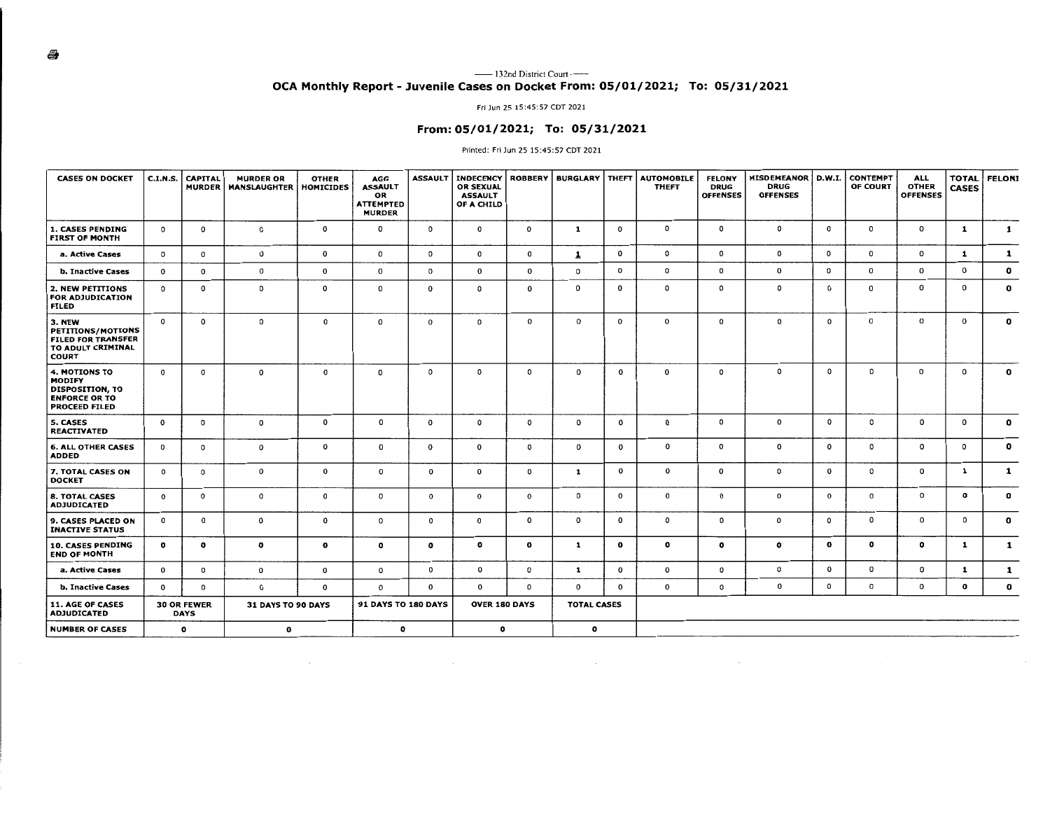— 132nd District Court —

## OCA Monthly Report - Juvenile Cases on Docket From: 05/01/2021; To: 05/31/2021

Fri Jun 25 15:45:57 CDT 2021

### From: 05/01/2021; To: 05/31/2021

Printed: Fri Jun 25 15:45:57 CDT 2021

| CASES ON DOCKET | C.I.N.S. | CAPITAL MURDER | MURDER OR MANSLAUGHTER | OTHER HOMICIDES | AGG ASSAULT OR ATTEMPTED MURDER | ASSAULT | INDECENCY OR SEXUAL ASSAULT OF A CHILD | ROBBERY | BURGLARY | THEFT | AUTOMOBILE THEFT | FELONY DRUG OFFENSES | MISDEMEANOR DRUG OFFENSES | D.W.I. | CONTEMPT OF COURT | ALL OTHER OFFENSES | TOTAL CASES | FELONI |
|---|---|---|---|---|---|---|---|---|---|---|---|---|---|---|---|---|---|---|
| 1. CASES PENDING FIRST OF MONTH | 0 | 0 | 0 | 0 | 0 | 0 | 0 | 0 | 1 | 0 | 0 | 0 | 0 | 0 | 0 | 0 | 1 | 1 |
| a. Active Cases | 0 | 0 | 0 | 0 | 0 | 0 | 0 | 0 | 1 | 0 | 0 | 0 | 0 | 0 | 0 | 0 | 1 | 1 |
| b. Inactive Cases | 0 | 0 | 0 | 0 | 0 | 0 | 0 | 0 | 0 | 0 | 0 | 0 | 0 | 0 | 0 | 0 | 0 | 0 |
| 2. NEW PETITIONS FOR ADJUDICATION FILED | 0 | 0 | 0 | 0 | 0 | 0 | 0 | 0 | 0 | 0 | 0 | 0 | 0 | 0 | 0 | 0 | 0 | 0 |
| 3. NEW PETITIONS/MOTIONS FILED FOR TRANSFER TO ADULT CRIMINAL COURT | 0 | 0 | 0 | 0 | 0 | 0 | 0 | 0 | 0 | 0 | 0 | 0 | 0 | 0 | 0 | 0 | 0 | 0 |
| 4. MOTIONS TO MODIFY DISPOSITION, TO ENFORCE OR TO PROCEED FILED | 0 | 0 | 0 | 0 | 0 | 0 | 0 | 0 | 0 | 0 | 0 | 0 | 0 | 0 | 0 | 0 | 0 | 0 |
| 5. CASES REACTIVATED | 0 | 0 | 0 | 0 | 0 | 0 | 0 | 0 | 0 | 0 | 0 | 0 | 0 | 0 | 0 | 0 | 0 | 0 |
| 6. ALL OTHER CASES ADDED | 0 | 0 | 0 | 0 | 0 | 0 | 0 | 0 | 0 | 0 | 0 | 0 | 0 | 0 | 0 | 0 | 0 | 0 |
| 7. TOTAL CASES ON DOCKET | 0 | 0 | 0 | 0 | 0 | 0 | 0 | 0 | 1 | 0 | 0 | 0 | 0 | 0 | 0 | 0 | 1 | 1 |
| 8. TOTAL CASES ADJUDICATED | 0 | 0 | 0 | 0 | 0 | 0 | 0 | 0 | 0 | 0 | 0 | 0 | 0 | 0 | 0 | 0 | 0 | 0 |
| 9. CASES PLACED ON INACTIVE STATUS | 0 | 0 | 0 | 0 | 0 | 0 | 0 | 0 | 0 | 0 | 0 | 0 | 0 | 0 | 0 | 0 | 0 | 0 |
| 10. CASES PENDING END OF MONTH | 0 | 0 | 0 | 0 | 0 | 0 | 0 | 0 | 1 | 0 | 0 | 0 | 0 | 0 | 0 | 0 | 1 | 1 |
| a. Active Cases | 0 | 0 | 0 | 0 | 0 | 0 | 0 | 0 | 1 | 0 | 0 | 0 | 0 | 0 | 0 | 0 | 1 | 1 |
| b. Inactive Cases | 0 | 0 | 0 | 0 | 0 | 0 | 0 | 0 | 0 | 0 | 0 | 0 | 0 | 0 | 0 | 0 | 0 | 0 |

| 11. AGE OF CASES ADJUDICATED | 30 OR FEWER DAYS | 31 DAYS TO 90 DAYS | 91 DAYS TO 180 DAYS | OVER 180 DAYS | TOTAL CASES |
|---|---|---|---|---|---|
| NUMBER OF CASES | 0 | 0 | 0 | 0 | 0 |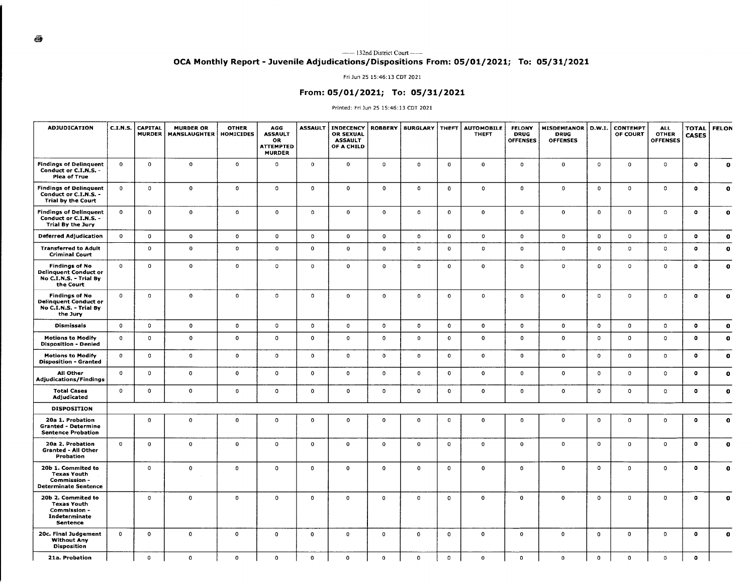—— 132nd District Court ——

## OCA Monthly Report - Juvenile Adjudications/Dispositions From: 05/01/2021; To: 05/31/2021

Fri Jun 25 15:46:13 CDT 2021

### From: 05/01/2021; To: 05/31/2021

Printed: Fri Jun 25 15:46:13 CDT 2021

| ADJUDICATION | C.I.N.S. | CAPITAL MURDER | MURDER OR MANSLAUGHTER | OTHER HOMICIDES | AGG ASSAULT OR ATTEMPTED MURDER | ASSAULT | INDECENCY OR SEXUAL ASSAULT OF A CHILD | ROBBERY | BURGLARY | THEFT | AUTOMOBILE THEFT | FELONY DRUG OFFENSES | MISDEMEANOR DRUG OFFENSES | D.W.I. | CONTEMPT OF COURT | ALL OTHER OFFENSES | TOTAL CASES | FELON |
|---|---|---|---|---|---|---|---|---|---|---|---|---|---|---|---|---|---|---|
| **Findings of Delinquent Conduct or C.I.N.S. - Plea of True** | 0 | 0 | 0 | 0 | 0 | 0 | 0 | 0 | 0 | 0 | 0 | 0 | 0 | 0 | 0 | 0 | 0 | 0 |
| **Findings of Delinquent Conduct or C.I.N.S. - Trial by the Court** | 0 | 0 | 0 | 0 | 0 | 0 | 0 | 0 | 0 | 0 | 0 | 0 | 0 | 0 | 0 | 0 | 0 | 0 |
| **Findings of Delinquent Conduct or C.I.N.S. - Trial By the Jury** | 0 | 0 | 0 | 0 | 0 | 0 | 0 | 0 | 0 | 0 | 0 | 0 | 0 | 0 | 0 | 0 | 0 | 0 |
| **Deferred Adjudication** | 0 | 0 | 0 | 0 | 0 | 0 | 0 | 0 | 0 | 0 | 0 | 0 | 0 | 0 | 0 | 0 | 0 | 0 |
| **Transferred to Adult Criminal Court** | | 0 | 0 | 0 | 0 | 0 | 0 | 0 | 0 | 0 | 0 | 0 | 0 | 0 | 0 | 0 | 0 | 0 |
| **Findings of No Delinquent Conduct or No C.I.N.S. - Trial By the Court** | 0 | 0 | 0 | 0 | 0 | 0 | 0 | 0 | 0 | 0 | 0 | 0 | 0 | 0 | 0 | 0 | 0 | 0 |
| **Findings of No Delinquent Conduct or No C.I.N.S. - Trial By the Jury** | 0 | 0 | 0 | 0 | 0 | 0 | 0 | 0 | 0 | 0 | 0 | 0 | 0 | 0 | 0 | 0 | 0 | 0 |
| **Dismissals** | 0 | 0 | 0 | 0 | 0 | 0 | 0 | 0 | 0 | 0 | 0 | 0 | 0 | 0 | 0 | 0 | 0 | 0 |
| **Motions to Modify Disposition - Denied** | 0 | 0 | 0 | 0 | 0 | 0 | 0 | 0 | 0 | 0 | 0 | 0 | 0 | 0 | 0 | 0 | 0 | 0 |
| **Motions to Modify Disposition - Granted** | 0 | 0 | 0 | 0 | 0 | 0 | 0 | 0 | 0 | 0 | 0 | 0 | 0 | 0 | 0 | 0 | 0 | 0 |
| **All Other Adjudications/Findings** | 0 | 0 | 0 | 0 | 0 | 0 | 0 | 0 | 0 | 0 | 0 | 0 | 0 | 0 | 0 | 0 | 0 | 0 |
| **Total Cases Adjudicated** | 0 | 0 | 0 | 0 | 0 | 0 | 0 | 0 | 0 | 0 | 0 | 0 | 0 | 0 | 0 | 0 | 0 | 0 |
| **DISPOSITION** | | | | | | | | | | | | | | | | | | |
| **20a 1. Probation Granted - Determine Sentence Probation** | | 0 | 0 | 0 | 0 | 0 | 0 | 0 | 0 | 0 | 0 | 0 | 0 | 0 | 0 | 0 | 0 | 0 |
| **20a 2. Probation Granted - All Other Probation** | 0 | 0 | 0 | 0 | 0 | 0 | 0 | 0 | 0 | 0 | 0 | 0 | 0 | 0 | 0 | 0 | 0 | 0 |
| **20b 1. Commited to Texas Youth Commission - Determinate Sentence** | | 0 | 0 | 0 | 0 | 0 | 0 | 0 | 0 | 0 | 0 | 0 | 0 | 0 | 0 | 0 | 0 | 0 |
| **20b 2. Commited to Texas Youth Commission - Indeterminate Sentence** | | 0 | 0 | 0 | 0 | 0 | 0 | 0 | 0 | 0 | 0 | 0 | 0 | 0 | 0 | 0 | 0 | 0 |
| **20c. Final Judgement Without Any Disposition** | 0 | 0 | 0 | 0 | 0 | 0 | 0 | 0 | 0 | 0 | 0 | 0 | 0 | 0 | 0 | 0 | 0 | 0 |
| **21a. Probation** | | 0 | 0 | 0 | 0 | 0 | 0 | 0 | 0 | 0 | 0 | 0 | 0 | 0 | 0 | 0 | 0 | |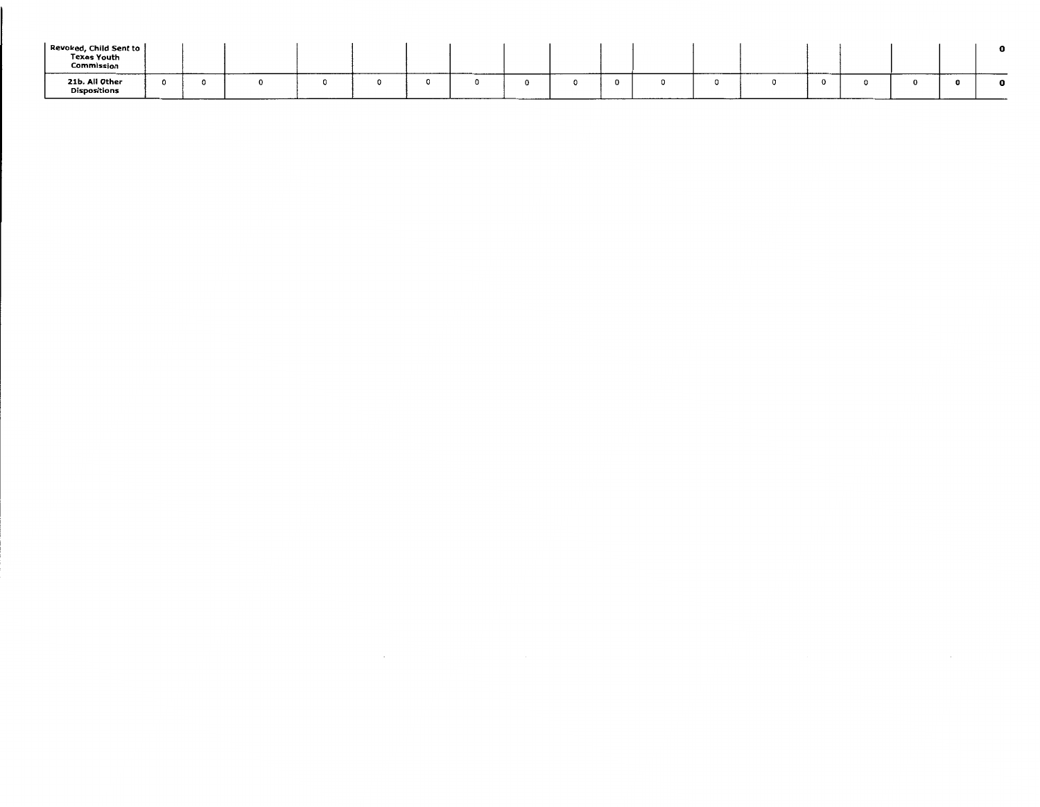| | | | | | | | | | | | | | | | | | |
|---|---|---|---|---|---|---|---|---|---|---|---|---|---|---|---|---|---|
| Revoked, Child Sent to Texas Youth Commission | | | | | | | | | | | | | | | | | **0** |
| **21b. All Other Dispositions** | 0 | 0 | 0 | 0 | 0 | 0 | 0 | 0 | 0 | 0 | 0 | 0 | 0 | 0 | 0 | 0 | **0** | **0** |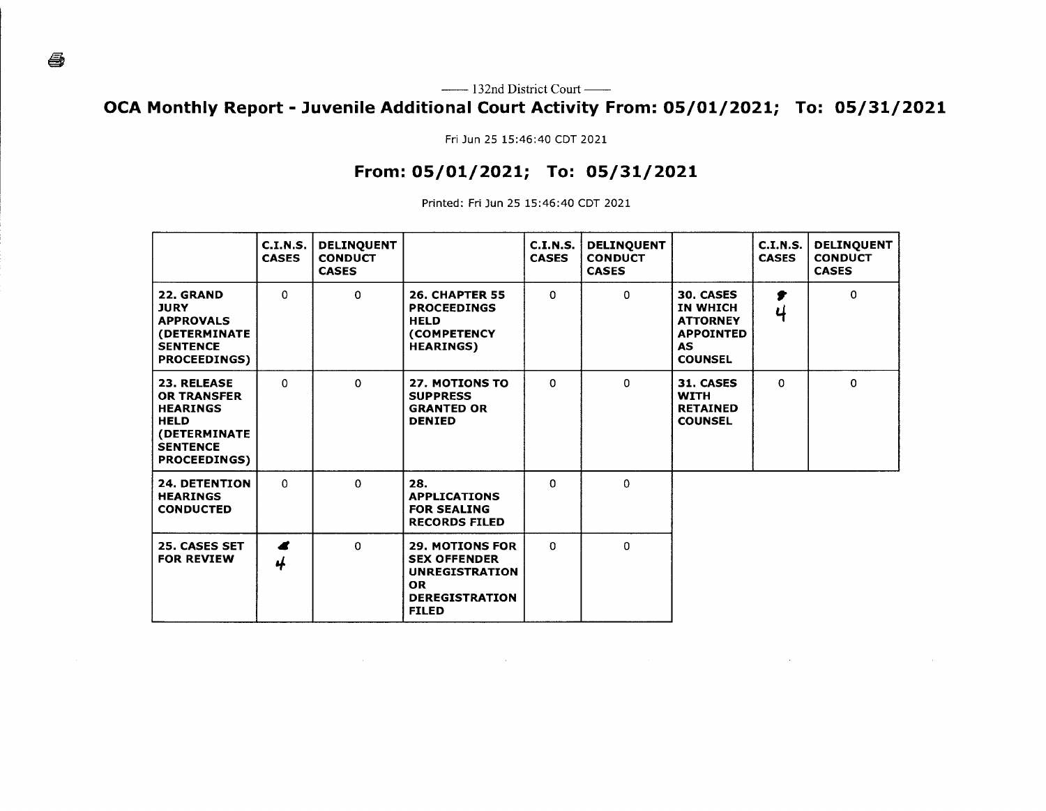—— 132nd District Court ——

# OCA Monthly Report - Juvenile Additional Court Activity From: 05/01/2021; To: 05/31/2021

Fri Jun 25 15:46:40 CDT 2021

## From: 05/01/2021; To: 05/31/2021

Printed: Fri Jun 25 15:46:40 CDT 2021

| | C.I.N.S. CASES | DELINQUENT CONDUCT CASES | | C.I.N.S. CASES | DELINQUENT CONDUCT CASES | | C.I.N.S. CASES | DELINQUENT CONDUCT CASES |
|---|---|---|---|---|---|---|---|---|
| **22. GRAND JURY APPROVALS (DETERMINATE SENTENCE PROCEEDINGS)** | 0 | 0 | **26. CHAPTER 55 PROCEEDINGS HELD (COMPETENCY HEARINGS)** | 0 | 0 | **30. CASES IN WHICH ATTORNEY APPOINTED AS COUNSEL** | 4 | 0 |
| **23. RELEASE OR TRANSFER HEARINGS HELD (DETERMINATE SENTENCE PROCEEDINGS)** | 0 | 0 | **27. MOTIONS TO SUPPRESS GRANTED OR DENIED** | 0 | 0 | **31. CASES WITH RETAINED COUNSEL** | 0 | 0 |
| **24. DETENTION HEARINGS CONDUCTED** | 0 | 0 | **28. APPLICATIONS FOR SEALING RECORDS FILED** | 0 | 0 | | | |
| **25. CASES SET FOR REVIEW** | 4 | 0 | **29. MOTIONS FOR SEX OFFENDER UNREGISTRATION OR DEREGISTRATION FILED** | 0 | 0 | | | |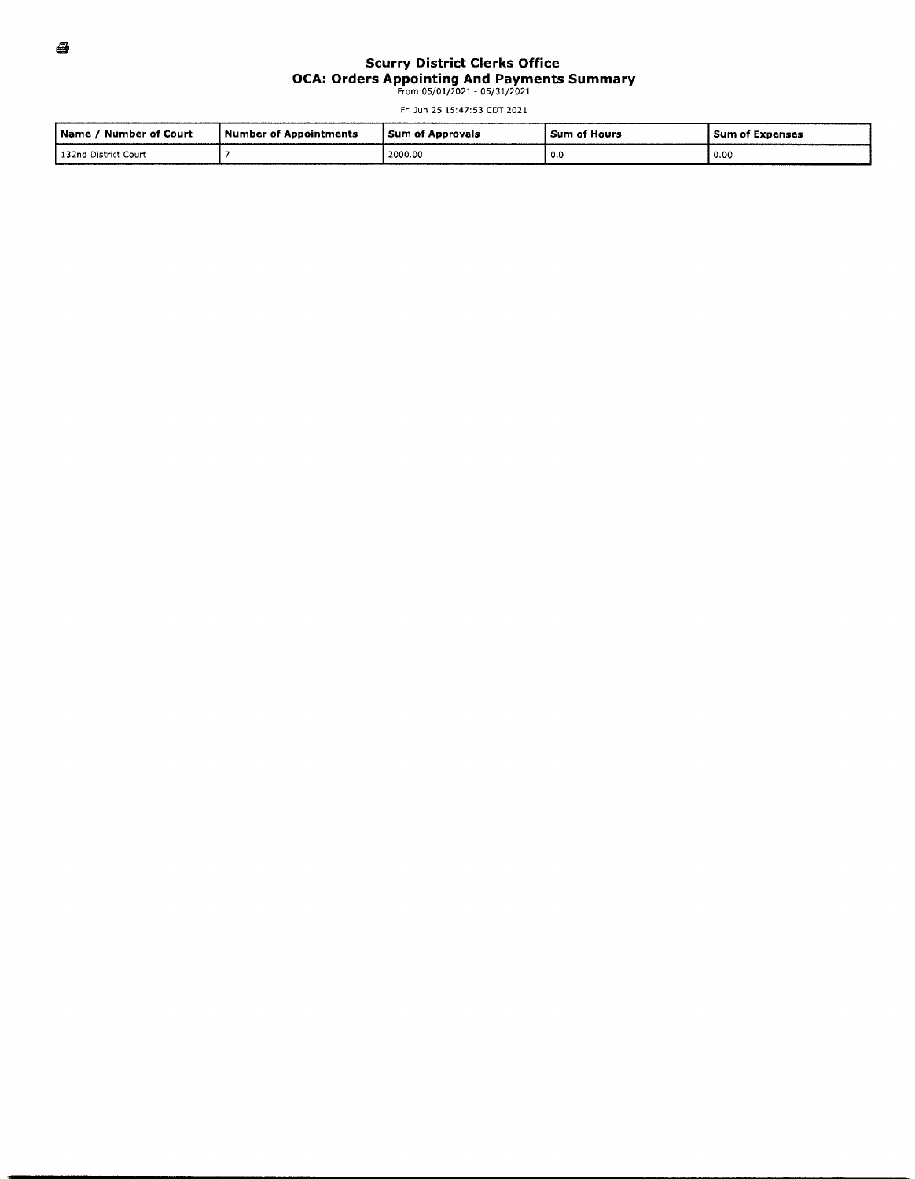# Scurry District Clerks Office

## OCA: Orders Appointing And Payments Summary

From 05/01/2021 - 05/31/2021

Fri Jun 25 15:47:53 CDT 2021

| Name / Number of Court | Number of Appointments | Sum of Approvals | Sum of Hours | Sum of Expenses |
|---|---|---|---|---|
| 132nd District Court | 7 | 2000.00 | 0.0 | 0.00 |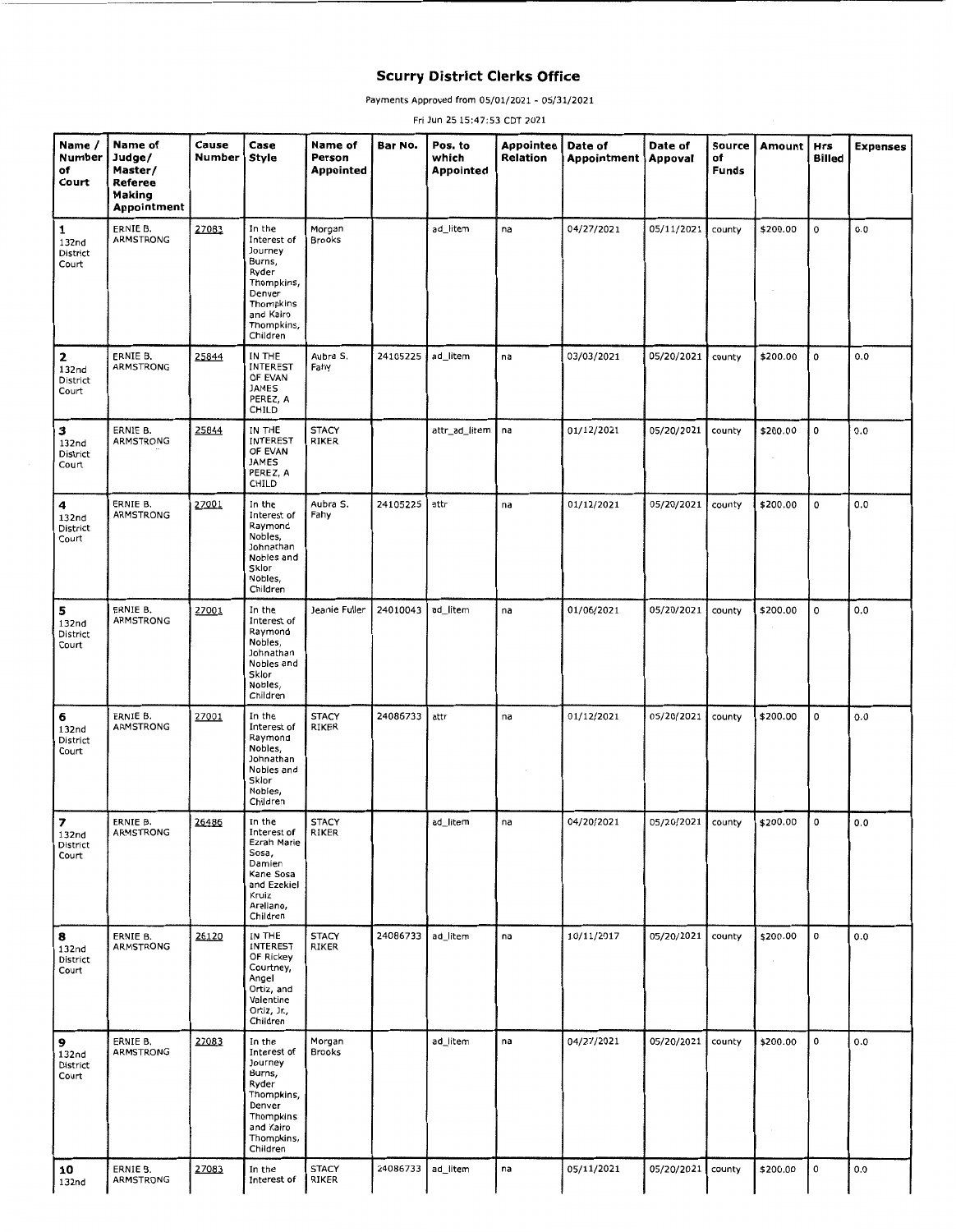# Scurry District Clerks Office

Payments Approved from 05/01/2021 - 05/31/2021

Fri Jun 25 15:47:53 CDT 2021

| Name / Number of Court | Name of Judge/ Master/ Referee Making Appointment | Cause Number | Case Style | Name of Person Appointed | Bar No. | Pos. to which Appointed | Appointee Relation | Date of Appointment | Date of Appoval | Source of Funds | Amount | Hrs Billed | Expenses |
|---|---|---|---|---|---|---|---|---|---|---|---|---|---|
| 1 132nd District Court | ERNIE B. ARMSTRONG | 27083 | In the Interest of Journey Burns, Ryder Thompkins, Denver Thompkins and Kairo Thompkins, Children | Morgan Brooks | | ad_litem | na | 04/27/2021 | 05/11/2021 | county | $200.00 | 0 | 0.0 |
| 2 132nd District Court | ERNIE B. ARMSTRONG | 25844 | IN THE INTEREST OF EVAN JAMES PEREZ, A CHILD | Aubra S. Fahy | 24105225 | ad_litem | na | 03/03/2021 | 05/20/2021 | county | $200.00 | 0 | 0.0 |
| 3 132nd District Court | ERNIE B. ARMSTRONG | 25844 | IN THE INTEREST OF EVAN JAMES PEREZ, A CHILD | STACY RIKER | | attr_ad_litem | na | 01/12/2021 | 05/20/2021 | county | $200.00 | 0 | 0.0 |
| 4 132nd District Court | ERNIE B. ARMSTRONG | 27001 | In the Interest of Raymond Nobles, Johnathan Nobles and Sklor Nobles, Children | Aubra S. Fahy | 24105225 | attr | na | 01/12/2021 | 05/20/2021 | county | $200.00 | 0 | 0.0 |
| 5 132nd District Court | ERNIE B. ARMSTRONG | 27001 | In the Interest of Raymond Nobles, Johnathan Nobles and Sklor Nobles, Children | Jeanie Fuller | 24010043 | ad_litem | na | 01/06/2021 | 05/20/2021 | county | $200.00 | 0 | 0.0 |
| 6 132nd District Court | ERNIE B. ARMSTRONG | 27001 | In the Interest of Raymond Nobles, Johnathan Nobles and Sklor Nobles, Children | STACY RIKER | 24086733 | attr | na | 01/12/2021 | 05/20/2021 | county | $200.00 | 0 | 0.0 |
| 7 132nd District Court | ERNIE B. ARMSTRONG | 26486 | In the Interest of Ezrah Marie Sosa, Damien Kane Sosa and Ezekiel Kruiz Arellano, Children | STACY RIKER | | ad_litem | na | 04/20/2021 | 05/20/2021 | county | $200.00 | 0 | 0.0 |
| 8 132nd District Court | ERNIE B. ARMSTRONG | 26120 | IN THE INTEREST OF Rickey Courtney, Angel Ortiz, and Valentine Ortiz, Jr., Children | STACY RIKER | 24086733 | ad_litem | na | 10/11/2017 | 05/20/2021 | county | $200.00 | 0 | 0.0 |
| 9 132nd District Court | ERNIE B. ARMSTRONG | 27083 | In the Interest of Journey Burns, Ryder Thompkins, Denver Thompkins and Kairo Thompkins, Children | Morgan Brooks | | ad_litem | na | 04/27/2021 | 05/20/2021 | county | $200.00 | 0 | 0.0 |
| 10 132nd | ERNIE B. ARMSTRONG | 27083 | In the Interest of | STACY RIKER | 24086733 | ad_litem | na | 05/11/2021 | 05/20/2021 | county | $200.00 | 0 | 0.0 |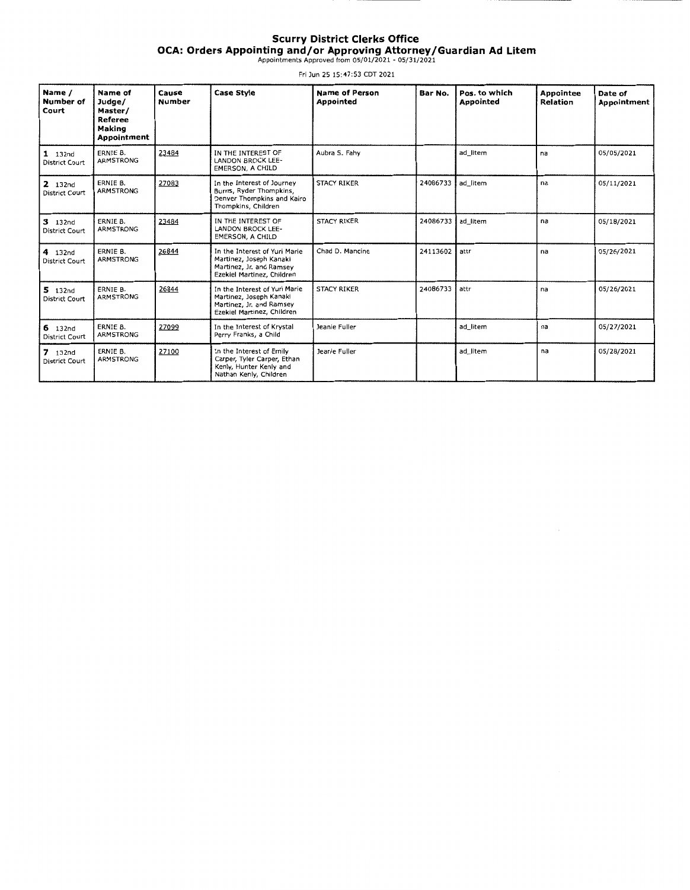# Scurry District Clerks Office

## OCA: Orders Appointing and/or Approving Attorney/Guardian Ad Litem

Appointments Approved from 05/01/2021 - 05/31/2021

Fri Jun 25 15:47:53 CDT 2021

| Name / Number of Court | Name of Judge/ Master/ Referee Making Appointment | Cause Number | Case Style | Name of Person Appointed | Bar No. | Pos. to which Appointed | Appointee Relation | Date of Appointment |
|---|---|---|---|---|---|---|---|---|
| 1 132nd District Court | ERNIE B. ARMSTRONG | 23484 | IN THE INTEREST OF LANDON BROCK LEE-EMERSON, A CHILD | Aubra S. Fahy | | ad_litem | na | 05/05/2021 |
| 2 132nd District Court | ERNIE B. ARMSTRONG | 27083 | In the Interest of Journey Burns, Ryder Thompkins, Denver Thompkins and Kairo Thompkins, Children | STACY RIKER | 24086733 | ad_litem | na | 05/11/2021 |
| 3 132nd District Court | ERNIE B. ARMSTRONG | 23484 | IN THE INTEREST OF LANDON BROCK LEE-EMERSON, A CHILD | STACY RIKER | 24086733 | ad_litem | na | 05/18/2021 |
| 4 132nd District Court | ERNIE B. ARMSTRONG | 26844 | In the Interest of Yuri Marie Martinez, Joseph Kanaki Martinez, Jr. and Ramsey Ezekiel Martinez, Children | Chad D. Mancine | 24113602 | attr | na | 05/26/2021 |
| 5 132nd District Court | ERNIE B. ARMSTRONG | 26844 | In the Interest of Yuri Marie Martinez, Joseph Kanaki Martinez, Jr. and Ramsey Ezekiel Martinez, Children | STACY RIKER | 24086733 | attr | na | 05/26/2021 |
| 6 132nd District Court | ERNIE B. ARMSTRONG | 27099 | In the Interest of Krystal Perry Franks, a Child | Jeanie Fuller | | ad_litem | na | 05/27/2021 |
| 7 132nd District Court | ERNIE B. ARMSTRONG | 27100 | In the Interest of Emily Carper, Tyler Carper, Ethan Kenly, Hunter Kenly and Nathan Kenly, Children | Jeanie Fuller | | ad_litem | na | 05/28/2021 |